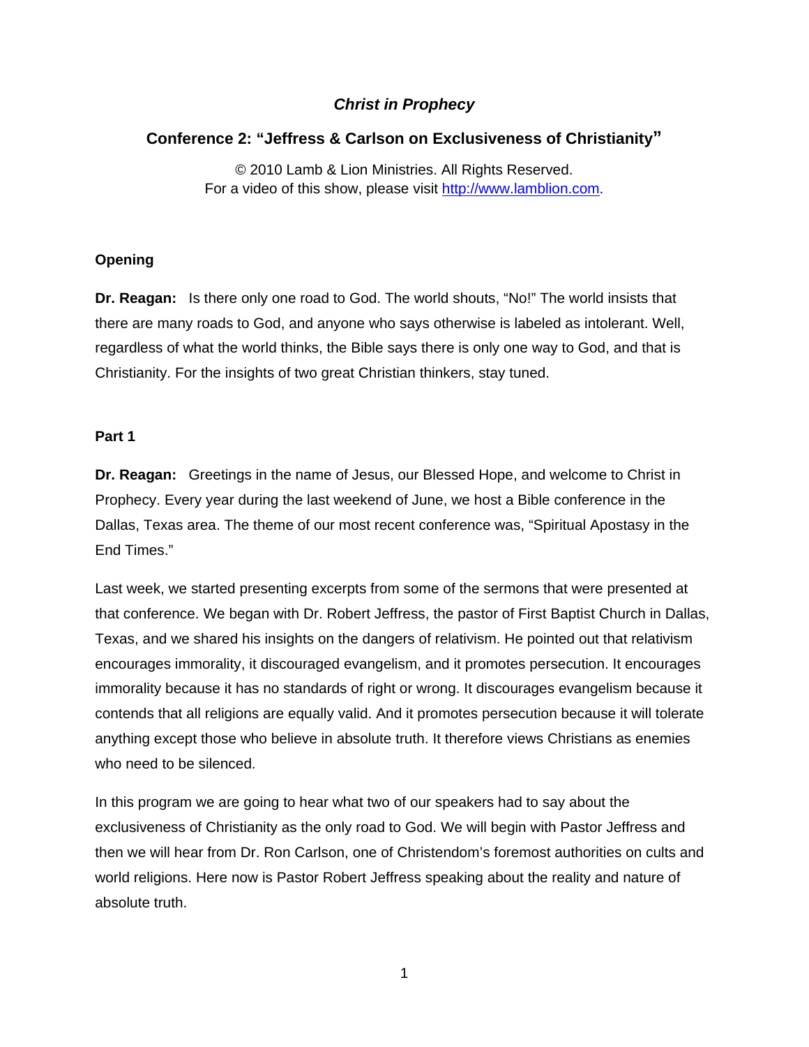# *Christ in Prophecy*

## Conference 2: "Jeffress & Carlson on Exclusiveness of Christianity"

© 2010 Lamb & Lion Ministries. All Rights Reserved.
For a video of this show, please visit http://www.lamblion.com.

### Opening

**Dr. Reagan:** Is there only one road to God. The world shouts, "No!" The world insists that there are many roads to God, and anyone who says otherwise is labeled as intolerant. Well, regardless of what the world thinks, the Bible says there is only one way to God, and that is Christianity. For the insights of two great Christian thinkers, stay tuned.

### Part 1

**Dr. Reagan:** Greetings in the name of Jesus, our Blessed Hope, and welcome to Christ in Prophecy. Every year during the last weekend of June, we host a Bible conference in the Dallas, Texas area. The theme of our most recent conference was, "Spiritual Apostasy in the End Times."

Last week, we started presenting excerpts from some of the sermons that were presented at that conference. We began with Dr. Robert Jeffress, the pastor of First Baptist Church in Dallas, Texas, and we shared his insights on the dangers of relativism. He pointed out that relativism encourages immorality, it discouraged evangelism, and it promotes persecution. It encourages immorality because it has no standards of right or wrong. It discourages evangelism because it contends that all religions are equally valid. And it promotes persecution because it will tolerate anything except those who believe in absolute truth. It therefore views Christians as enemies who need to be silenced.

In this program we are going to hear what two of our speakers had to say about the exclusiveness of Christianity as the only road to God. We will begin with Pastor Jeffress and then we will hear from Dr. Ron Carlson, one of Christendom's foremost authorities on cults and world religions. Here now is Pastor Robert Jeffress speaking about the reality and nature of absolute truth.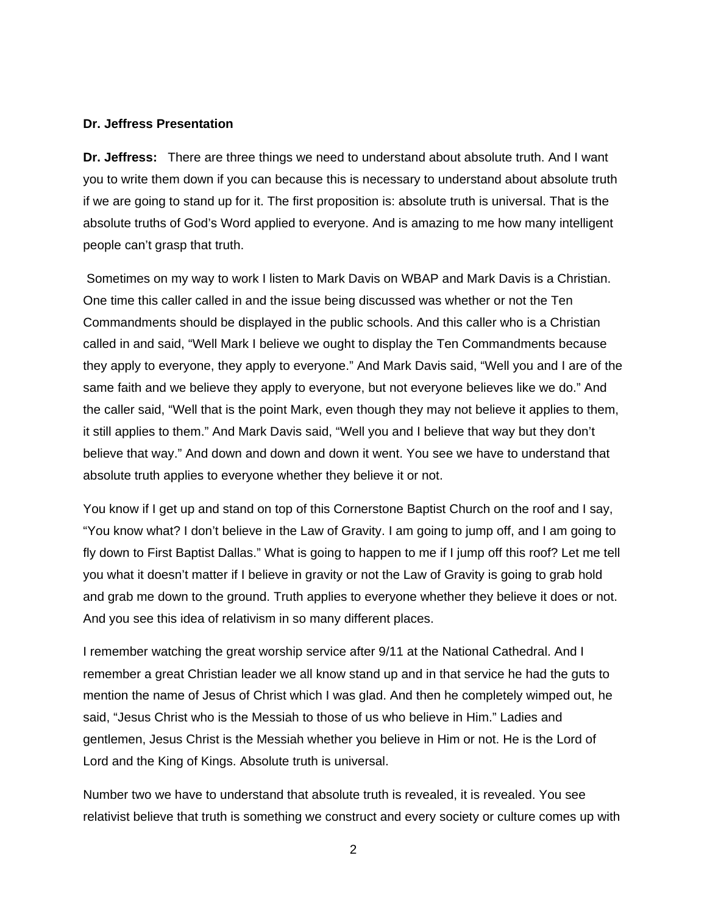**Dr. Jeffress Presentation**

**Dr. Jeffress:** There are three things we need to understand about absolute truth. And I want you to write them down if you can because this is necessary to understand about absolute truth if we are going to stand up for it. The first proposition is: absolute truth is universal. That is the absolute truths of God's Word applied to everyone. And is amazing to me how many intelligent people can't grasp that truth.

Sometimes on my way to work I listen to Mark Davis on WBAP and Mark Davis is a Christian. One time this caller called in and the issue being discussed was whether or not the Ten Commandments should be displayed in the public schools. And this caller who is a Christian called in and said, "Well Mark I believe we ought to display the Ten Commandments because they apply to everyone, they apply to everyone." And Mark Davis said, "Well you and I are of the same faith and we believe they apply to everyone, but not everyone believes like we do." And the caller said, "Well that is the point Mark, even though they may not believe it applies to them, it still applies to them." And Mark Davis said, "Well you and I believe that way but they don't believe that way." And down and down and down it went. You see we have to understand that absolute truth applies to everyone whether they believe it or not.

You know if I get up and stand on top of this Cornerstone Baptist Church on the roof and I say, "You know what? I don't believe in the Law of Gravity. I am going to jump off, and I am going to fly down to First Baptist Dallas." What is going to happen to me if I jump off this roof? Let me tell you what it doesn't matter if I believe in gravity or not the Law of Gravity is going to grab hold and grab me down to the ground. Truth applies to everyone whether they believe it does or not. And you see this idea of relativism in so many different places.

I remember watching the great worship service after 9/11 at the National Cathedral. And I remember a great Christian leader we all know stand up and in that service he had the guts to mention the name of Jesus of Christ which I was glad. And then he completely wimped out, he said, "Jesus Christ who is the Messiah to those of us who believe in Him." Ladies and gentlemen, Jesus Christ is the Messiah whether you believe in Him or not. He is the Lord of Lord and the King of Kings. Absolute truth is universal.

Number two we have to understand that absolute truth is revealed, it is revealed. You see relativist believe that truth is something we construct and every society or culture comes up with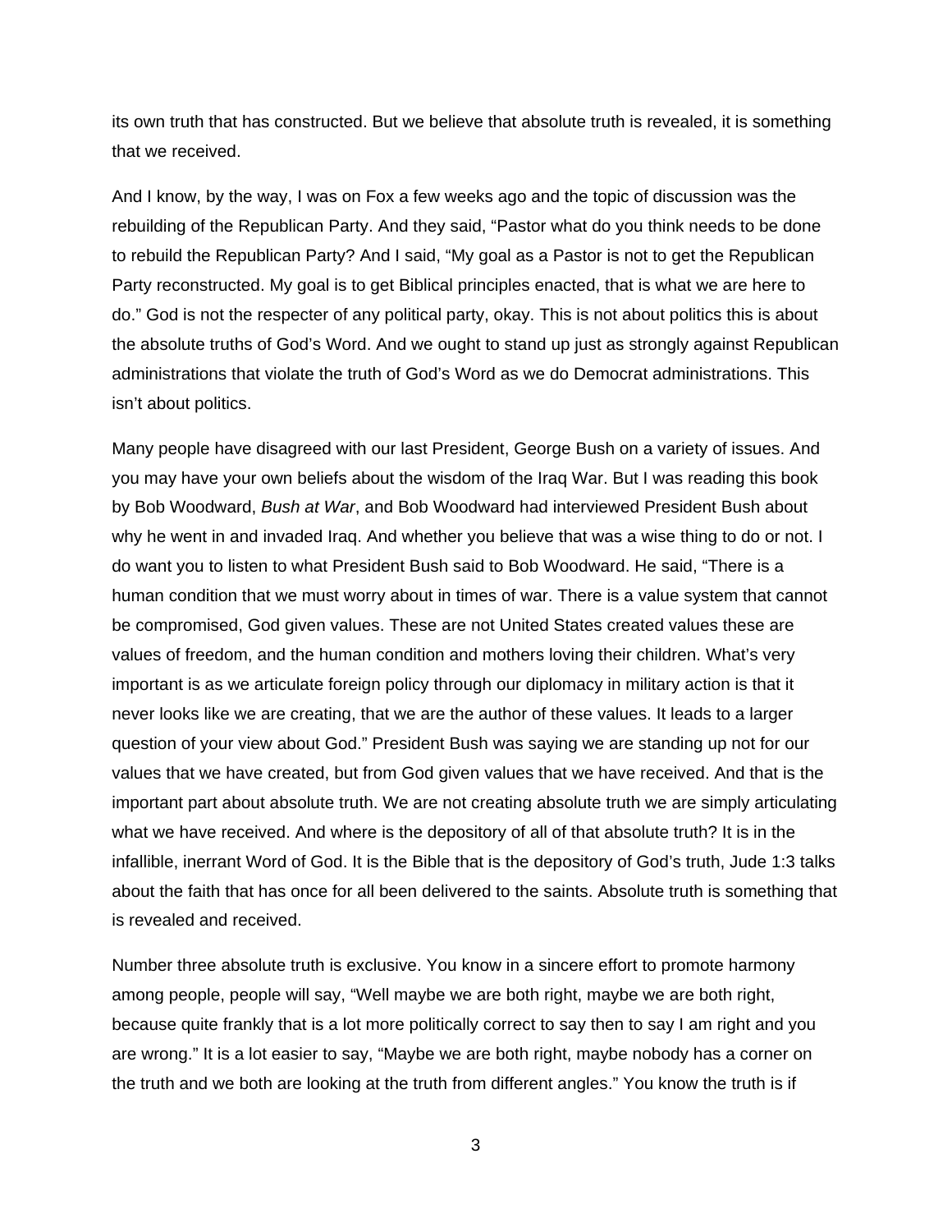its own truth that has constructed. But we believe that absolute truth is revealed, it is something that we received.

And I know, by the way, I was on Fox a few weeks ago and the topic of discussion was the rebuilding of the Republican Party. And they said, "Pastor what do you think needs to be done to rebuild the Republican Party? And I said, "My goal as a Pastor is not to get the Republican Party reconstructed. My goal is to get Biblical principles enacted, that is what we are here to do." God is not the respecter of any political party, okay. This is not about politics this is about the absolute truths of God's Word. And we ought to stand up just as strongly against Republican administrations that violate the truth of God's Word as we do Democrat administrations. This isn't about politics.

Many people have disagreed with our last President, George Bush on a variety of issues. And you may have your own beliefs about the wisdom of the Iraq War. But I was reading this book by Bob Woodward, *Bush at War*, and Bob Woodward had interviewed President Bush about why he went in and invaded Iraq. And whether you believe that was a wise thing to do or not. I do want you to listen to what President Bush said to Bob Woodward. He said, "There is a human condition that we must worry about in times of war. There is a value system that cannot be compromised, God given values. These are not United States created values these are values of freedom, and the human condition and mothers loving their children. What's very important is as we articulate foreign policy through our diplomacy in military action is that it never looks like we are creating, that we are the author of these values. It leads to a larger question of your view about God." President Bush was saying we are standing up not for our values that we have created, but from God given values that we have received. And that is the important part about absolute truth. We are not creating absolute truth we are simply articulating what we have received. And where is the depository of all of that absolute truth? It is in the infallible, inerrant Word of God. It is the Bible that is the depository of God's truth, Jude 1:3 talks about the faith that has once for all been delivered to the saints. Absolute truth is something that is revealed and received.

Number three absolute truth is exclusive. You know in a sincere effort to promote harmony among people, people will say, "Well maybe we are both right, maybe we are both right, because quite frankly that is a lot more politically correct to say then to say I am right and you are wrong." It is a lot easier to say, "Maybe we are both right, maybe nobody has a corner on the truth and we both are looking at the truth from different angles." You know the truth is if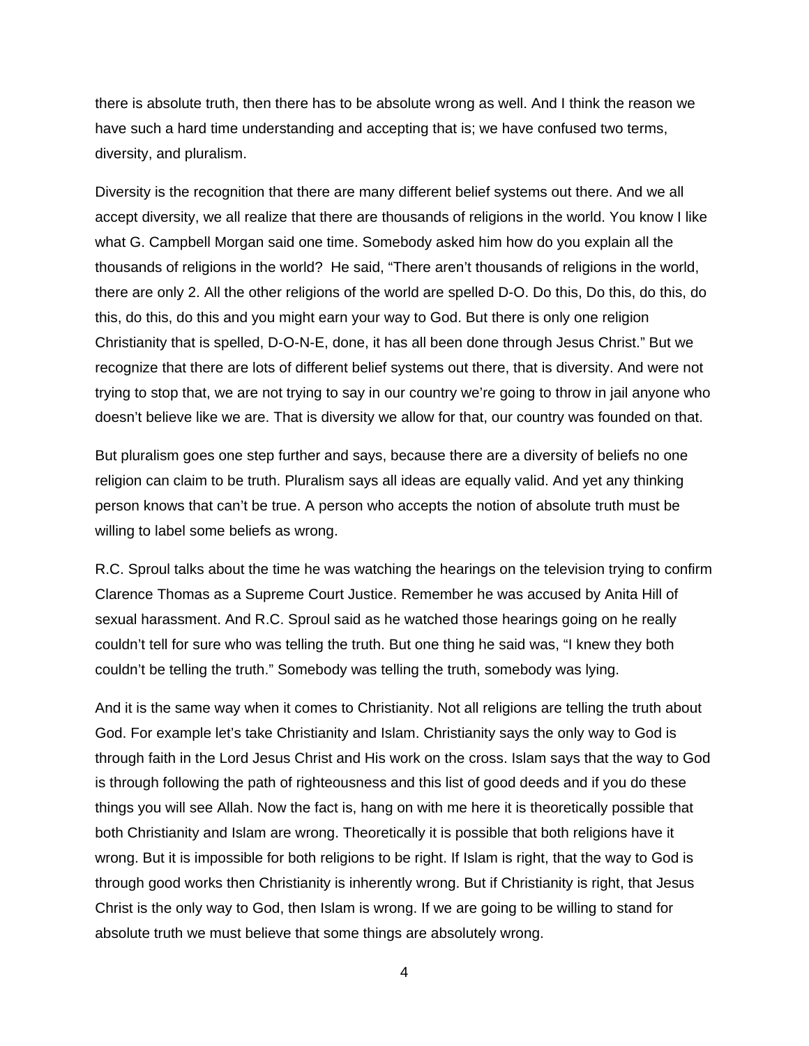there is absolute truth, then there has to be absolute wrong as well. And I think the reason we have such a hard time understanding and accepting that is; we have confused two terms, diversity, and pluralism.

Diversity is the recognition that there are many different belief systems out there. And we all accept diversity, we all realize that there are thousands of religions in the world. You know I like what G. Campbell Morgan said one time. Somebody asked him how do you explain all the thousands of religions in the world? He said, "There aren't thousands of religions in the world, there are only 2. All the other religions of the world are spelled D-O. Do this, Do this, do this, do this, do this, do this, do this, do this and you might earn your way to God. But there is only one religion Christianity that is spelled, D-O-N-E, done, it has all been done through Jesus Christ." But we recognize that there are lots of different belief systems out there, that is diversity. And were not trying to stop that, we are not trying to say in our country we're going to throw in jail anyone who doesn't believe like we are. That is diversity we allow for that, our country was founded on that.

But pluralism goes one step further and says, because there are a diversity of beliefs no one religion can claim to be truth. Pluralism says all ideas are equally valid. And yet any thinking person knows that can't be true. A person who accepts the notion of absolute truth must be willing to label some beliefs as wrong.

R.C. Sproul talks about the time he was watching the hearings on the television trying to confirm Clarence Thomas as a Supreme Court Justice. Remember he was accused by Anita Hill of sexual harassment. And R.C. Sproul said as he watched those hearings going on he really couldn't tell for sure who was telling the truth. But one thing he said was, "I knew they both couldn't be telling the truth." Somebody was telling the truth, somebody was lying.

And it is the same way when it comes to Christianity. Not all religions are telling the truth about God. For example let's take Christianity and Islam. Christianity says the only way to God is through faith in the Lord Jesus Christ and His work on the cross. Islam says that the way to God is through following the path of righteousness and this list of good deeds and if you do these things you will see Allah. Now the fact is, hang on with me here it is theoretically possible that both Christianity and Islam are wrong. Theoretically it is possible that both religions have it wrong. But it is impossible for both religions to be right. If Islam is right, that the way to God is through good works then Christianity is inherently wrong. But if Christianity is right, that Jesus Christ is the only way to God, then Islam is wrong. If we are going to be willing to stand for absolute truth we must believe that some things are absolutely wrong.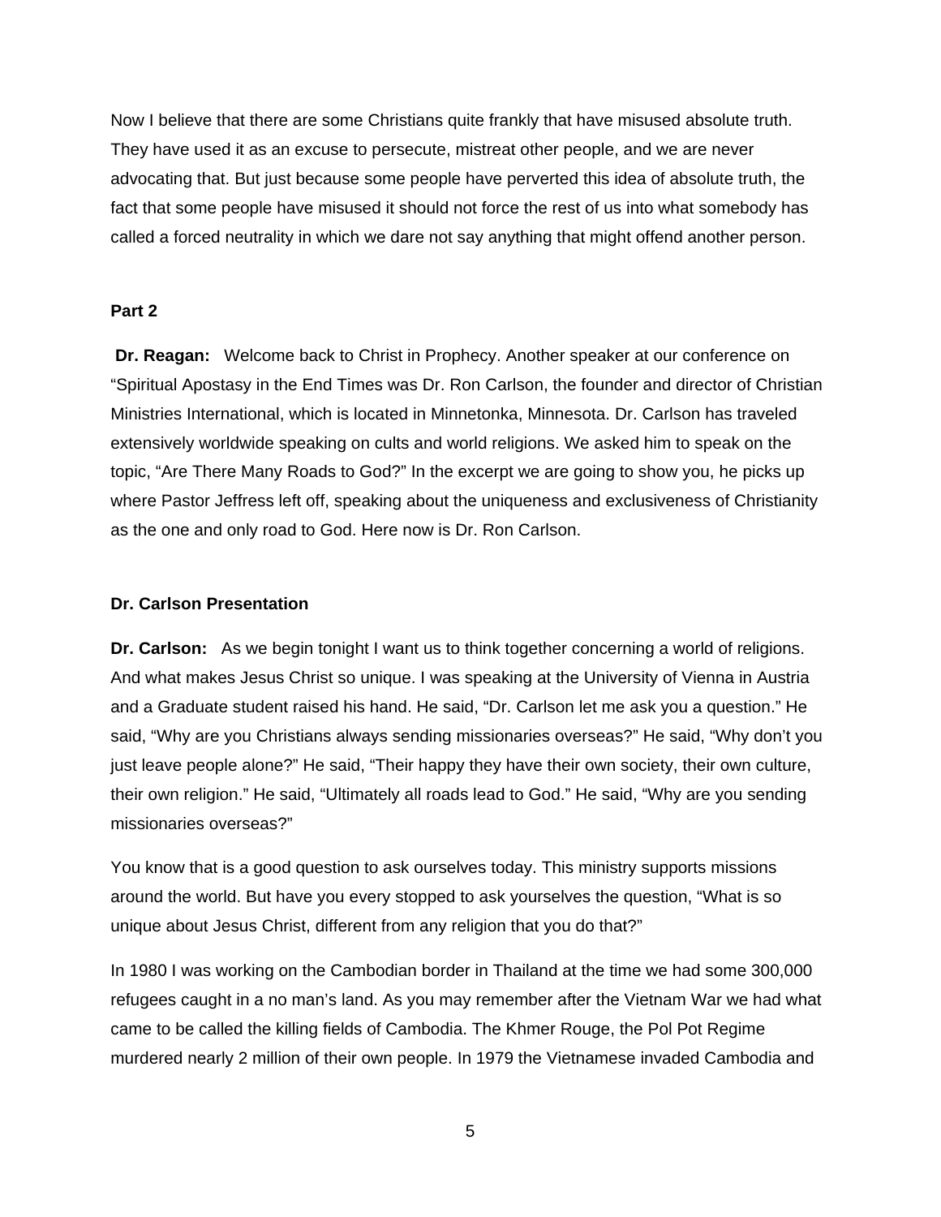Now I believe that there are some Christians quite frankly that have misused absolute truth. They have used it as an excuse to persecute, mistreat other people, and we are never advocating that. But just because some people have perverted this idea of absolute truth, the fact that some people have misused it should not force the rest of us into what somebody has called a forced neutrality in which we dare not say anything that might offend another person.

**Part 2**

**Dr. Reagan:** Welcome back to Christ in Prophecy. Another speaker at our conference on "Spiritual Apostasy in the End Times was Dr. Ron Carlson, the founder and director of Christian Ministries International, which is located in Minnetonka, Minnesota. Dr. Carlson has traveled extensively worldwide speaking on cults and world religions. We asked him to speak on the topic, "Are There Many Roads to God?" In the excerpt we are going to show you, he picks up where Pastor Jeffress left off, speaking about the uniqueness and exclusiveness of Christianity as the one and only road to God. Here now is Dr. Ron Carlson.

**Dr. Carlson Presentation**

**Dr. Carlson:** As we begin tonight I want us to think together concerning a world of religions. And what makes Jesus Christ so unique. I was speaking at the University of Vienna in Austria and a Graduate student raised his hand. He said, "Dr. Carlson let me ask you a question." He said, "Why are you Christians always sending missionaries overseas?" He said, "Why don't you just leave people alone?" He said, "Their happy they have their own society, their own culture, their own religion." He said, "Ultimately all roads lead to God." He said, "Why are you sending missionaries overseas?"

You know that is a good question to ask ourselves today. This ministry supports missions around the world. But have you every stopped to ask yourselves the question, "What is so unique about Jesus Christ, different from any religion that you do that?"

In 1980 I was working on the Cambodian border in Thailand at the time we had some 300,000 refugees caught in a no man's land. As you may remember after the Vietnam War we had what came to be called the killing fields of Cambodia. The Khmer Rouge, the Pol Pot Regime murdered nearly 2 million of their own people. In 1979 the Vietnamese invaded Cambodia and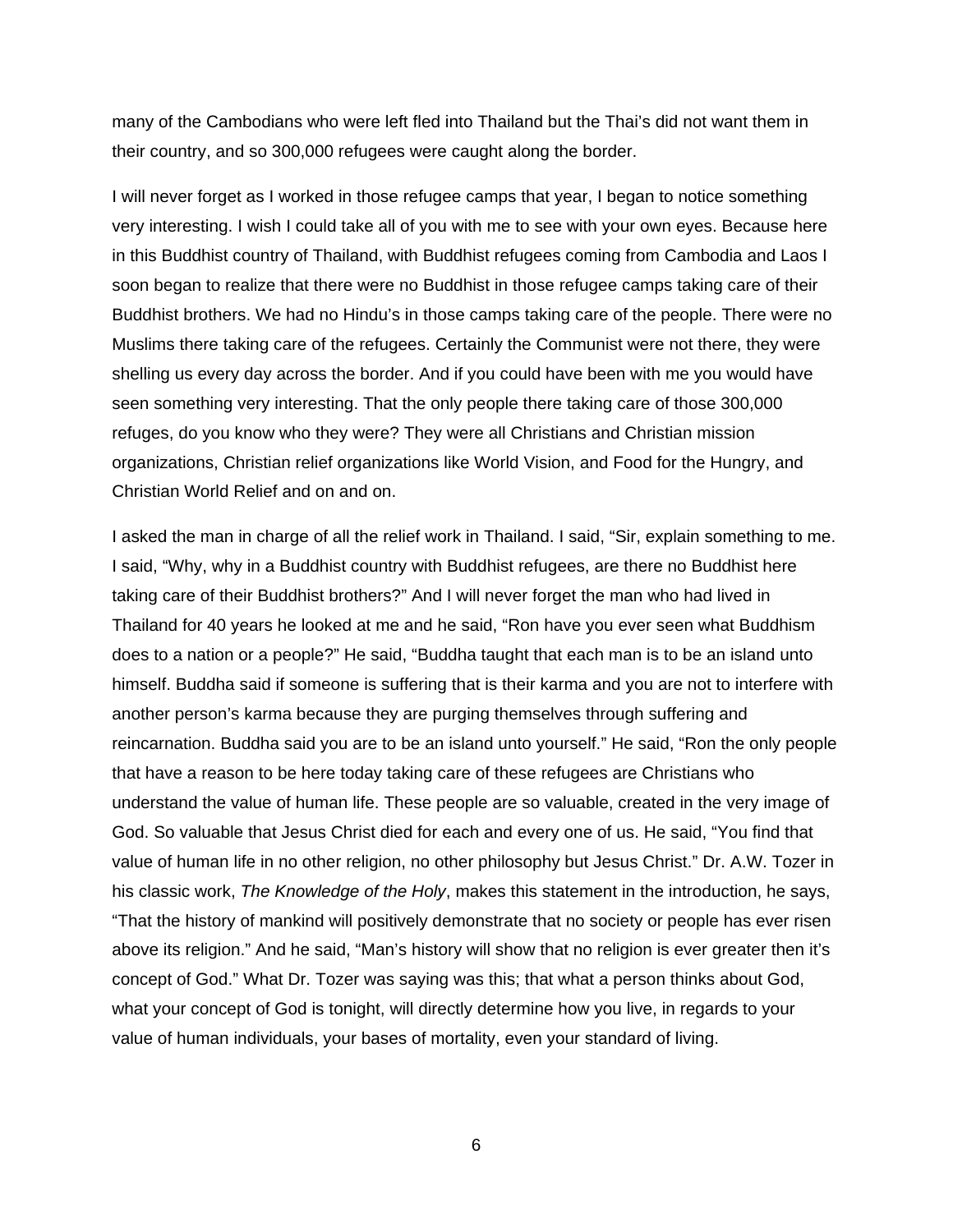many of the Cambodians who were left fled into Thailand but the Thai's did not want them in their country, and so 300,000 refugees were caught along the border.

I will never forget as I worked in those refugee camps that year, I began to notice something very interesting. I wish I could take all of you with me to see with your own eyes. Because here in this Buddhist country of Thailand, with Buddhist refugees coming from Cambodia and Laos I soon began to realize that there were no Buddhist in those refugee camps taking care of their Buddhist brothers. We had no Hindu's in those camps taking care of the people. There were no Muslims there taking care of the refugees. Certainly the Communist were not there, they were shelling us every day across the border. And if you could have been with me you would have seen something very interesting. That the only people there taking care of those 300,000 refuges, do you know who they were? They were all Christians and Christian mission organizations, Christian relief organizations like World Vision, and Food for the Hungry, and Christian World Relief and on and on.

I asked the man in charge of all the relief work in Thailand. I said, "Sir, explain something to me. I said, "Why, why in a Buddhist country with Buddhist refugees, are there no Buddhist here taking care of their Buddhist brothers?" And I will never forget the man who had lived in Thailand for 40 years he looked at me and he said, "Ron have you ever seen what Buddhism does to a nation or a people?" He said, "Buddha taught that each man is to be an island unto himself. Buddha said if someone is suffering that is their karma and you are not to interfere with another person's karma because they are purging themselves through suffering and reincarnation. Buddha said you are to be an island unto yourself." He said, "Ron the only people that have a reason to be here today taking care of these refugees are Christians who understand the value of human life. These people are so valuable, created in the very image of God. So valuable that Jesus Christ died for each and every one of us. He said, "You find that value of human life in no other religion, no other philosophy but Jesus Christ." Dr. A.W. Tozer in his classic work, *The Knowledge of the Holy*, makes this statement in the introduction, he says, "That the history of mankind will positively demonstrate that no society or people has ever risen above its religion." And he said, "Man's history will show that no religion is ever greater then it's concept of God." What Dr. Tozer was saying was this; that what a person thinks about God, what your concept of God is tonight, will directly determine how you live, in regards to your value of human individuals, your bases of mortality, even your standard of living.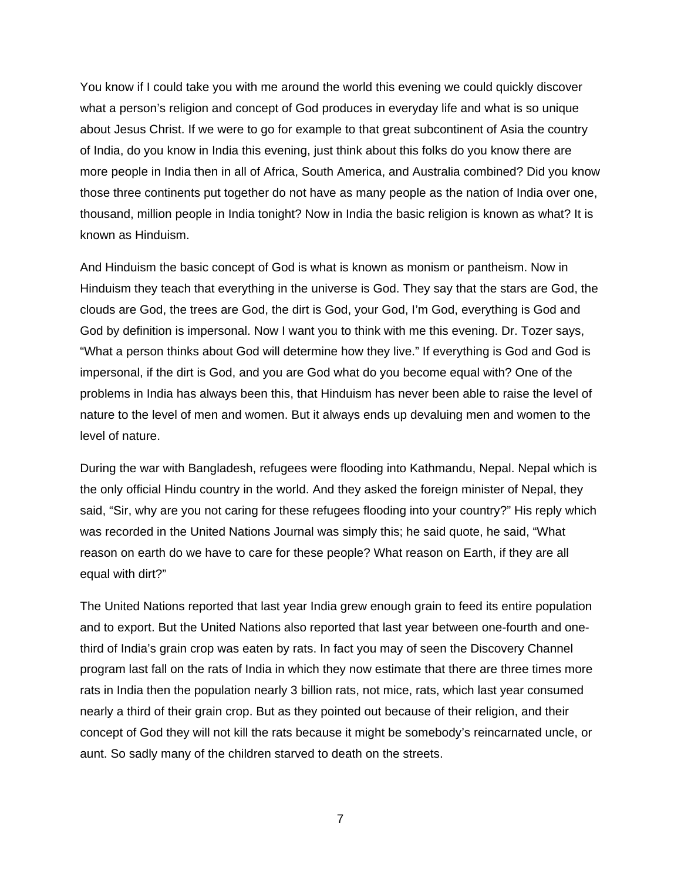You know if I could take you with me around the world this evening we could quickly discover what a person's religion and concept of God produces in everyday life and what is so unique about Jesus Christ. If we were to go for example to that great subcontinent of Asia the country of India, do you know in India this evening, just think about this folks do you know there are more people in India then in all of Africa, South America, and Australia combined? Did you know those three continents put together do not have as many people as the nation of India over one, thousand, million people in India tonight? Now in India the basic religion is known as what? It is known as Hinduism.

And Hinduism the basic concept of God is what is known as monism or pantheism. Now in Hinduism they teach that everything in the universe is God. They say that the stars are God, the clouds are God, the trees are God, the dirt is God, your God, I'm God, everything is God and God by definition is impersonal. Now I want you to think with me this evening. Dr. Tozer says, "What a person thinks about God will determine how they live." If everything is God and God is impersonal, if the dirt is God, and you are God what do you become equal with? One of the problems in India has always been this, that Hinduism has never been able to raise the level of nature to the level of men and women. But it always ends up devaluing men and women to the level of nature.

During the war with Bangladesh, refugees were flooding into Kathmandu, Nepal. Nepal which is the only official Hindu country in the world. And they asked the foreign minister of Nepal, they said, "Sir, why are you not caring for these refugees flooding into your country?" His reply which was recorded in the United Nations Journal was simply this; he said quote, he said, "What reason on earth do we have to care for these people? What reason on Earth, if they are all equal with dirt?"

The United Nations reported that last year India grew enough grain to feed its entire population and to export. But the United Nations also reported that last year between one-fourth and one-third of India's grain crop was eaten by rats. In fact you may of seen the Discovery Channel program last fall on the rats of India in which they now estimate that there are three times more rats in India then the population nearly 3 billion rats, not mice, rats, which last year consumed nearly a third of their grain crop. But as they pointed out because of their religion, and their concept of God they will not kill the rats because it might be somebody's reincarnated uncle, or aunt. So sadly many of the children starved to death on the streets.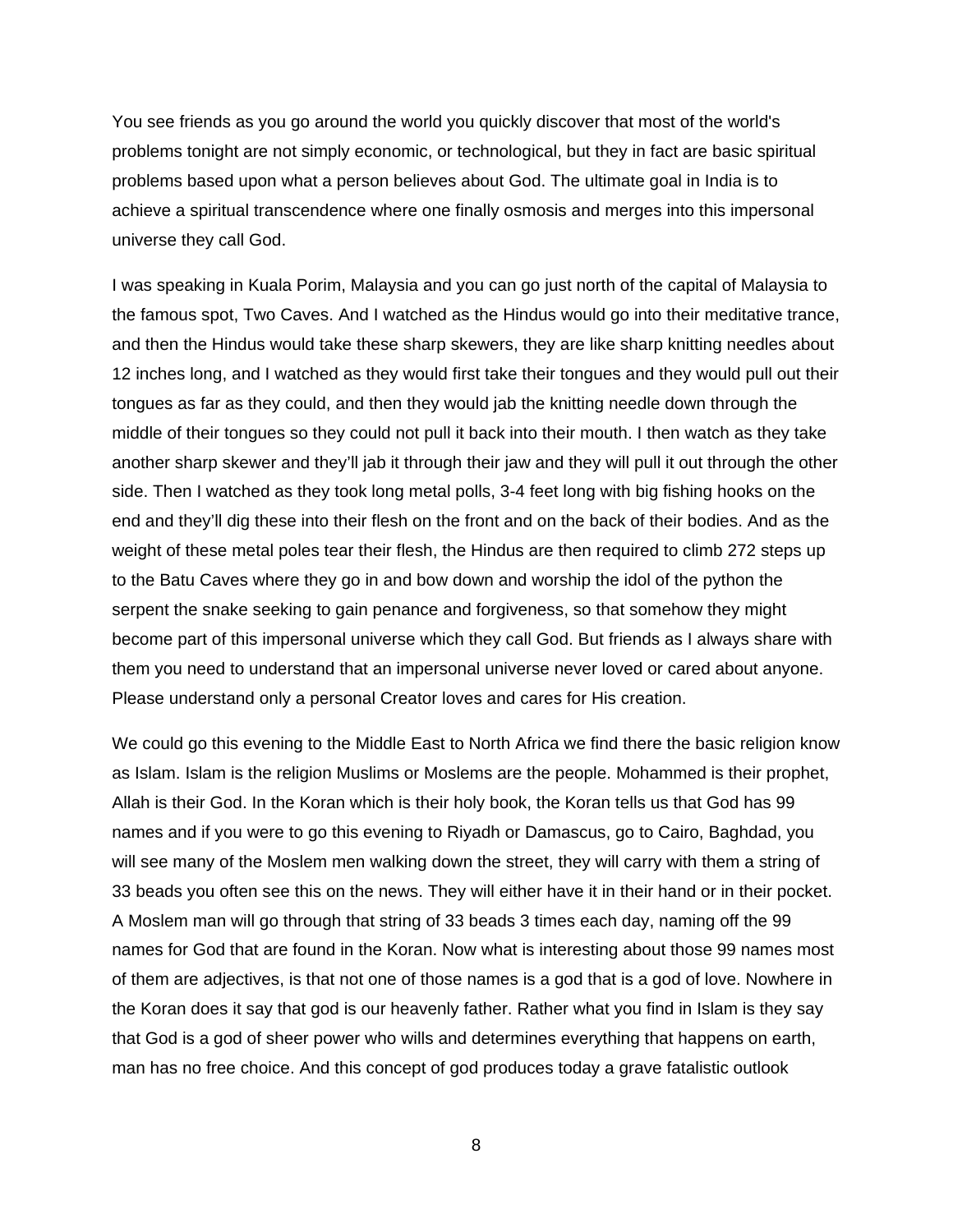You see friends as you go around the world you quickly discover that most of the world's problems tonight are not simply economic, or technological, but they in fact are basic spiritual problems based upon what a person believes about God. The ultimate goal in India is to achieve a spiritual transcendence where one finally osmosis and merges into this impersonal universe they call God.

I was speaking in Kuala Porim, Malaysia and you can go just north of the capital of Malaysia to the famous spot, Two Caves. And I watched as the Hindus would go into their meditative trance, and then the Hindus would take these sharp skewers, they are like sharp knitting needles about 12 inches long, and I watched as they would first take their tongues and they would pull out their tongues as far as they could, and then they would jab the knitting needle down through the middle of their tongues so they could not pull it back into their mouth. I then watch as they take another sharp skewer and they'll jab it through their jaw and they will pull it out through the other side. Then I watched as they took long metal polls, 3-4 feet long with big fishing hooks on the end and they'll dig these into their flesh on the front and on the back of their bodies. And as the weight of these metal poles tear their flesh, the Hindus are then required to climb 272 steps up to the Batu Caves where they go in and bow down and worship the idol of the python the serpent the snake seeking to gain penance and forgiveness, so that somehow they might become part of this impersonal universe which they call God. But friends as I always share with them you need to understand that an impersonal universe never loved or cared about anyone. Please understand only a personal Creator loves and cares for His creation.

We could go this evening to the Middle East to North Africa we find there the basic religion know as Islam. Islam is the religion Muslims or Moslems are the people. Mohammed is their prophet, Allah is their God. In the Koran which is their holy book, the Koran tells us that God has 99 names and if you were to go this evening to Riyadh or Damascus, go to Cairo, Baghdad, you will see many of the Moslem men walking down the street, they will carry with them a string of 33 beads you often see this on the news. They will either have it in their hand or in their pocket. A Moslem man will go through that string of 33 beads 3 times each day, naming off the 99 names for God that are found in the Koran. Now what is interesting about those 99 names most of them are adjectives, is that not one of those names is a god that is a god of love. Nowhere in the Koran does it say that god is our heavenly father. Rather what you find in Islam is they say that God is a god of sheer power who wills and determines everything that happens on earth, man has no free choice. And this concept of god produces today a grave fatalistic outlook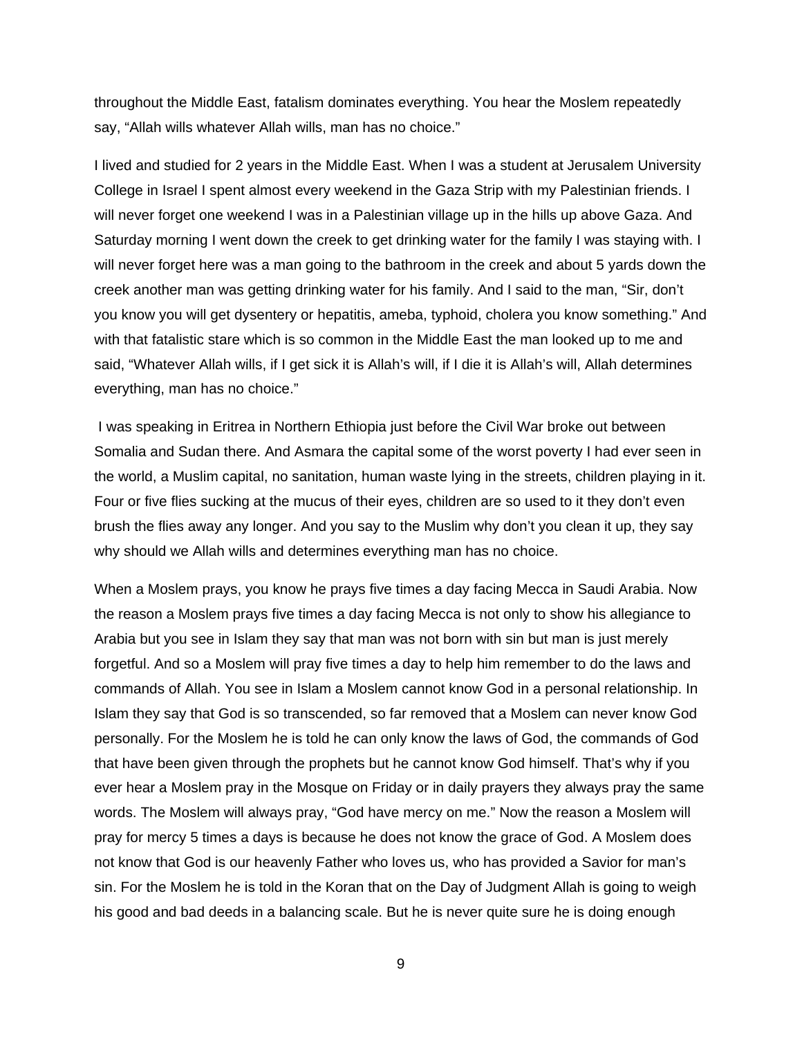throughout the Middle East, fatalism dominates everything. You hear the Moslem repeatedly say, “Allah wills whatever Allah wills, man has no choice.”

I lived and studied for 2 years in the Middle East. When I was a student at Jerusalem University College in Israel I spent almost every weekend in the Gaza Strip with my Palestinian friends. I will never forget one weekend I was in a Palestinian village up in the hills up above Gaza. And Saturday morning I went down the creek to get drinking water for the family I was staying with. I will never forget here was a man going to the bathroom in the creek and about 5 yards down the creek another man was getting drinking water for his family. And I said to the man, “Sir, don’t you know you will get dysentery or hepatitis, ameba, typhoid, cholera you know something.” And with that fatalistic stare which is so common in the Middle East the man looked up to me and said, “Whatever Allah wills, if I get sick it is Allah’s will, if I die it is Allah’s will, Allah determines everything, man has no choice.”

I was speaking in Eritrea in Northern Ethiopia just before the Civil War broke out between Somalia and Sudan there. And Asmara the capital some of the worst poverty I had ever seen in the world, a Muslim capital, no sanitation, human waste lying in the streets, children playing in it. Four or five flies sucking at the mucus of their eyes, children are so used to it they don’t even brush the flies away any longer. And you say to the Muslim why don’t you clean it up, they say why should we Allah wills and determines everything man has no choice.

When a Moslem prays, you know he prays five times a day facing Mecca in Saudi Arabia. Now the reason a Moslem prays five times a day facing Mecca is not only to show his allegiance to Arabia but you see in Islam they say that man was not born with sin but man is just merely forgetful. And so a Moslem will pray five times a day to help him remember to do the laws and commands of Allah. You see in Islam a Moslem cannot know God in a personal relationship. In Islam they say that God is so transcended, so far removed that a Moslem can never know God personally. For the Moslem he is told he can only know the laws of God, the commands of God that have been given through the prophets but he cannot know God himself. That’s why if you ever hear a Moslem pray in the Mosque on Friday or in daily prayers they always pray the same words. The Moslem will always pray, “God have mercy on me.” Now the reason a Moslem will pray for mercy 5 times a days is because he does not know the grace of God. A Moslem does not know that God is our heavenly Father who loves us, who has provided a Savior for man’s sin. For the Moslem he is told in the Koran that on the Day of Judgment Allah is going to weigh his good and bad deeds in a balancing scale. But he is never quite sure he is doing enough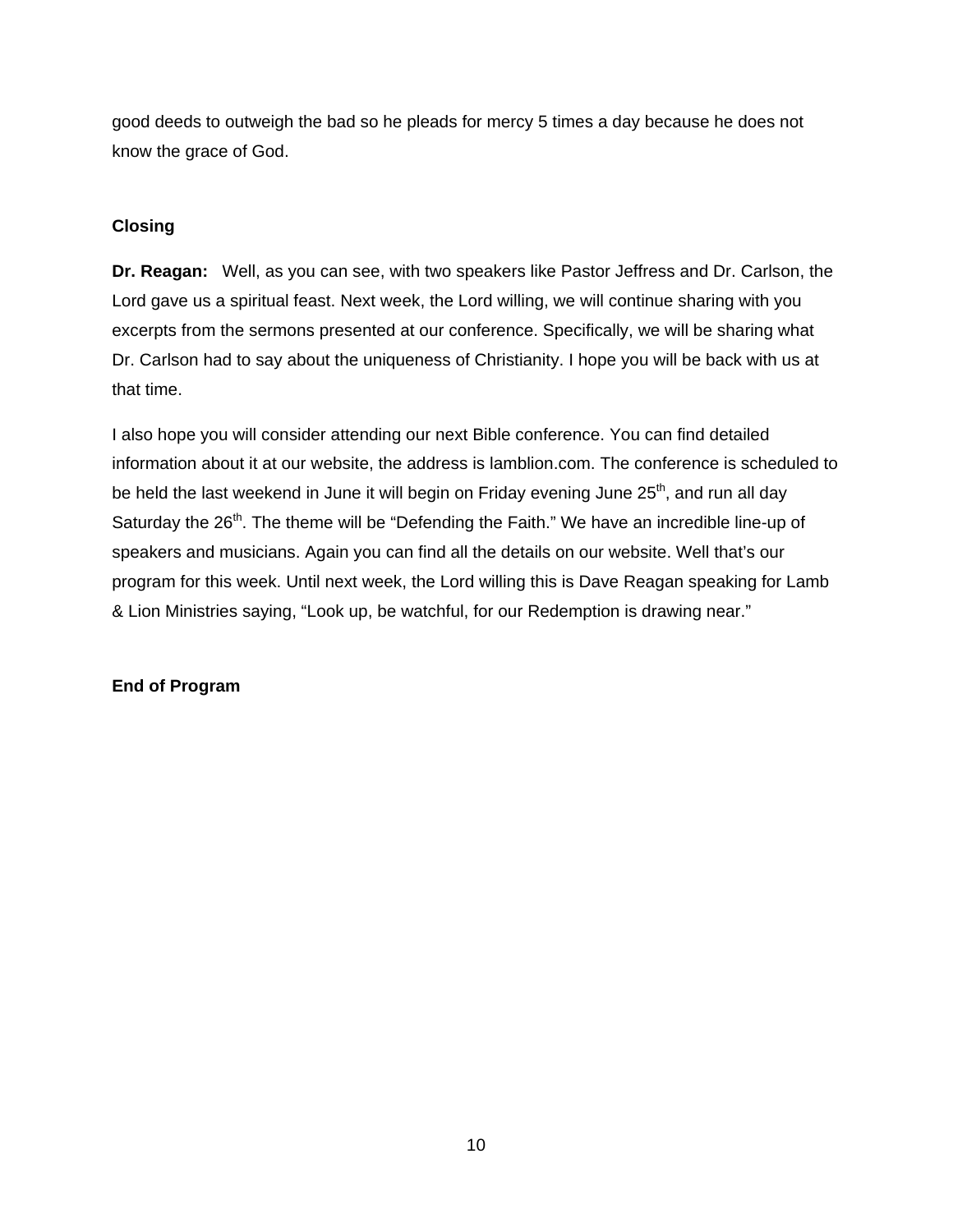good deeds to outweigh the bad so he pleads for mercy 5 times a day because he does not know the grace of God.

**Closing**

**Dr. Reagan:** Well, as you can see, with two speakers like Pastor Jeffress and Dr. Carlson, the Lord gave us a spiritual feast. Next week, the Lord willing, we will continue sharing with you excerpts from the sermons presented at our conference. Specifically, we will be sharing what Dr. Carlson had to say about the uniqueness of Christianity. I hope you will be back with us at that time.

I also hope you will consider attending our next Bible conference. You can find detailed information about it at our website, the address is lamblion.com. The conference is scheduled to be held the last weekend in June it will begin on Friday evening June 25th, and run all day Saturday the 26th. The theme will be "Defending the Faith." We have an incredible line-up of speakers and musicians. Again you can find all the details on our website. Well that's our program for this week. Until next week, the Lord willing this is Dave Reagan speaking for Lamb & Lion Ministries saying, "Look up, be watchful, for our Redemption is drawing near."

**End of Program**